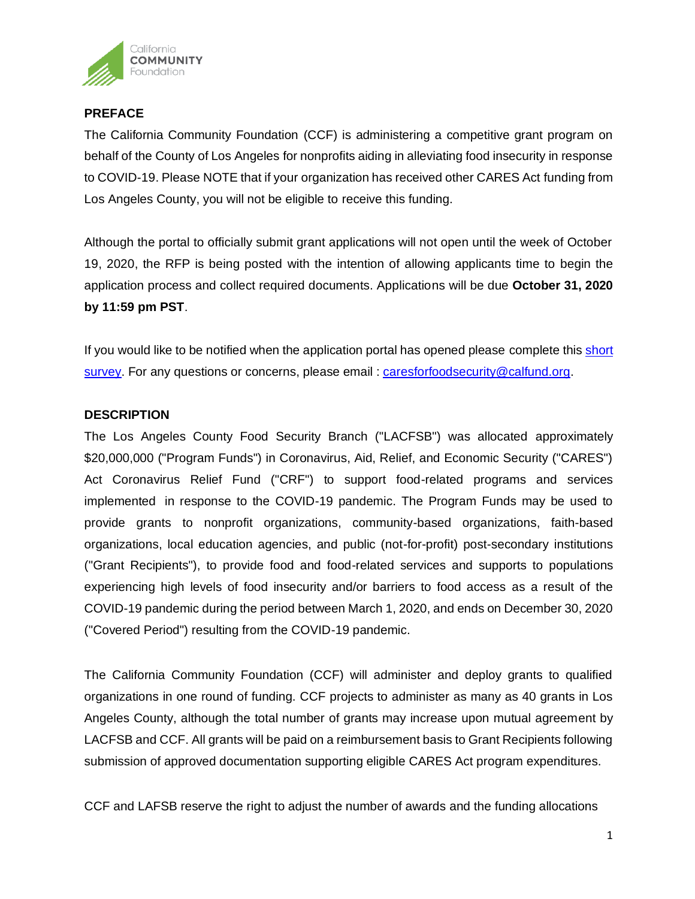## PREFACE

The California Community Foundation (CCF) is administering a competitive grant program on behalf of the County of Los Angeles for nonprofits aiding in alleviating food insecurity in response to COVID-19. Please NOTE that if your organization has received other CARES Act funding from Los Angeles County, you will not be eligible to receive this funding.

Although the portal to officially submit grant applications will not open until the week of October 19, 2020, the RFP is being posted with the intention of allowing applicants time to begin the application process and collect required documents. Applications will be due **October 31, 2020 by 11:59 pm PST**.

If you would like to be notified when the application portal has opened please complete this short survey. For any questions or concerns, please email : caresforfoodsecurity@calfund.org.

## DESCRIPTION

The Los Angeles County Food Security Branch ("LACFSB") was allocated approximately $20,000,000 ("Program Funds") in Coronavirus, Aid, Relief, and Economic Security ("CARES") Act Coronavirus Relief Fund ("CRF") to support food-related programs and services implemented in response to the COVID-19 pandemic. The Program Funds may be used to provide grants to nonprofit organizations, community-based organizations, faith-based organizations, local education agencies, and public (not-for-profit) post-secondary institutions ("Grant Recipients"), to provide food and food-related services and supports to populations experiencing high levels of food insecurity and/or barriers to food access as a result of the COVID-19 pandemic during the period between March 1, 2020, and ends on December 30, 2020 ("Covered Period") resulting from the COVID-19 pandemic.

The California Community Foundation (CCF) will administer and deploy grants to qualified organizations in one round of funding. CCF projects to administer as many as 40 grants in Los Angeles County, although the total number of grants may increase upon mutual agreement by LACFSB and CCF. All grants will be paid on a reimbursement basis to Grant Recipients following submission of approved documentation supporting eligible CARES Act program expenditures.

CCF and LAFSB reserve the right to adjust the number of awards and the funding allocations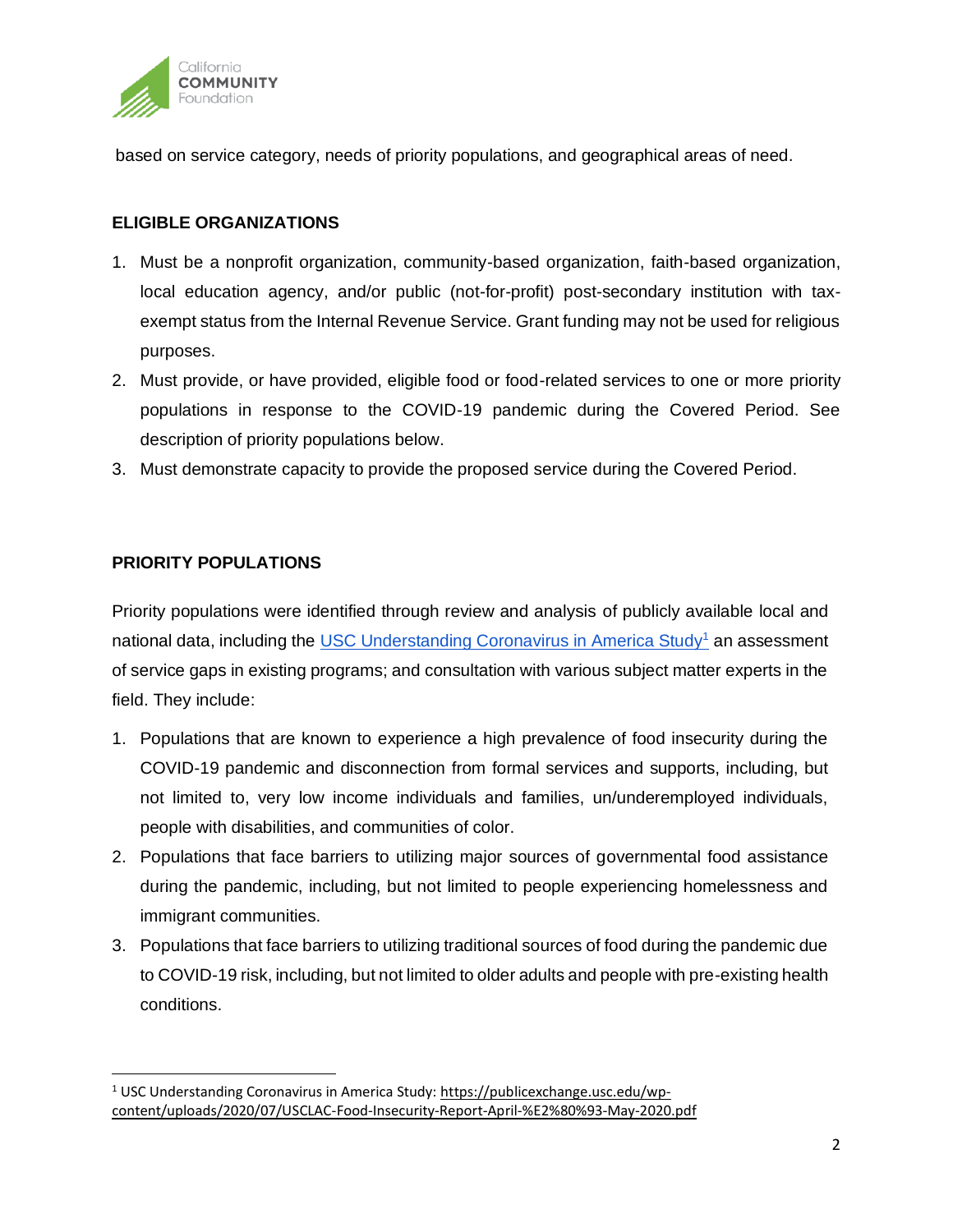based on service category, needs of priority populations, and geographical areas of need.

## ELIGIBLE ORGANIZATIONS

1. Must be a nonprofit organization, community-based organization, faith-based organization, local education agency, and/or public (not-for-profit) post-secondary institution with tax-exempt status from the Internal Revenue Service. Grant funding may not be used for religious purposes.
2. Must provide, or have provided, eligible food or food-related services to one or more priority populations in response to the COVID-19 pandemic during the Covered Period. See description of priority populations below.
3. Must demonstrate capacity to provide the proposed service during the Covered Period.

## PRIORITY POPULATIONS

Priority populations were identified through review and analysis of publicly available local and national data, including the [USC Understanding Coronavirus in America Study](https://publicexchange.usc.edu/wp-content/uploads/2020/07/USCLAC-Food-Insecurity-Report-April-%E2%80%93-May-2020.pdf)[1] an assessment of service gaps in existing programs; and consultation with various subject matter experts in the field. They include:

1. Populations that are known to experience a high prevalence of food insecurity during the COVID-19 pandemic and disconnection from formal services and supports, including, but not limited to, very low income individuals and families, un/underemployed individuals, people with disabilities, and communities of color.
2. Populations that face barriers to utilizing major sources of governmental food assistance during the pandemic, including, but not limited to people experiencing homelessness and immigrant communities.
3. Populations that face barriers to utilizing traditional sources of food during the pandemic due to COVID-19 risk, including, but not limited to older adults and people with pre-existing health conditions.

---

[1] USC Understanding Coronavirus in America Study: https://publicexchange.usc.edu/wp-content/uploads/2020/07/USCLAC-Food-Insecurity-Report-April-%E2%80%93-May-2020.pdf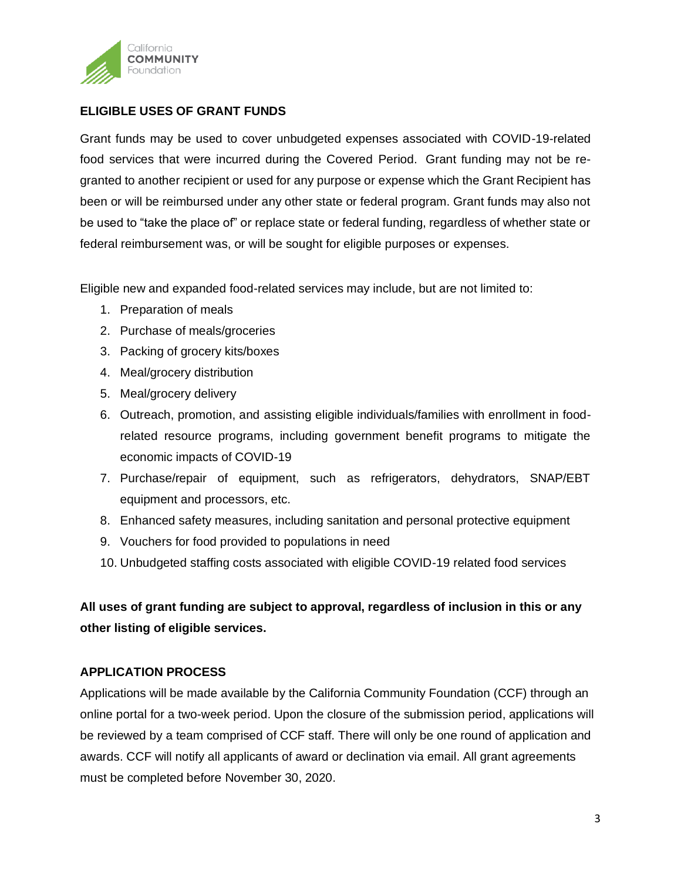## ELIGIBLE USES OF GRANT FUNDS

Grant funds may be used to cover unbudgeted expenses associated with COVID-19-related food services that were incurred during the Covered Period. Grant funding may not be re-granted to another recipient or used for any purpose or expense which the Grant Recipient has been or will be reimbursed under any other state or federal program. Grant funds may also not be used to "take the place of" or replace state or federal funding, regardless of whether state or federal reimbursement was, or will be sought for eligible purposes or expenses.

Eligible new and expanded food-related services may include, but are not limited to:

1. Preparation of meals
2. Purchase of meals/groceries
3. Packing of grocery kits/boxes
4. Meal/grocery distribution
5. Meal/grocery delivery
6. Outreach, promotion, and assisting eligible individuals/families with enrollment in food-related resource programs, including government benefit programs to mitigate the economic impacts of COVID-19
7. Purchase/repair of equipment, such as refrigerators, dehydrators, SNAP/EBT equipment and processors, etc.
8. Enhanced safety measures, including sanitation and personal protective equipment
9. Vouchers for food provided to populations in need
10. Unbudgeted staffing costs associated with eligible COVID-19 related food services

**All uses of grant funding are subject to approval, regardless of inclusion in this or any other listing of eligible services.**

## APPLICATION PROCESS

Applications will be made available by the California Community Foundation (CCF) through an online portal for a two-week period. Upon the closure of the submission period, applications will be reviewed by a team comprised of CCF staff. There will only be one round of application and awards. CCF will notify all applicants of award or declination via email. All grant agreements must be completed before November 30, 2020.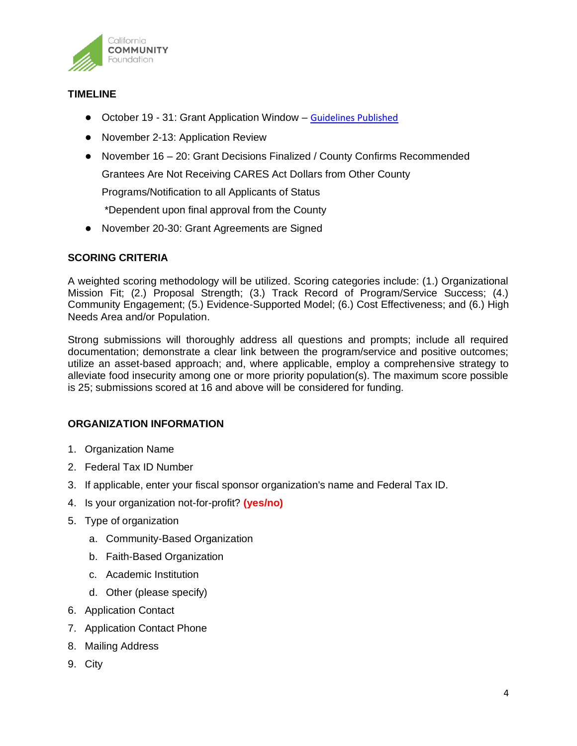## TIMELINE

- October 19 - 31: Grant Application Window – Guidelines Published
- November 2-13: Application Review
- November 16 – 20: Grant Decisions Finalized / County Confirms Recommended Grantees Are Not Receiving CARES Act Dollars from Other County Programs/Notification to all Applicants of Status
  *Dependent upon final approval from the County
- November 20-30: Grant Agreements are Signed

## SCORING CRITERIA

A weighted scoring methodology will be utilized. Scoring categories include: (1.) Organizational Mission Fit; (2.) Proposal Strength; (3.) Track Record of Program/Service Success; (4.) Community Engagement; (5.) Evidence-Supported Model; (6.) Cost Effectiveness; and (6.) High Needs Area and/or Population.

Strong submissions will thoroughly address all questions and prompts; include all required documentation; demonstrate a clear link between the program/service and positive outcomes; utilize an asset-based approach; and, where applicable, employ a comprehensive strategy to alleviate food insecurity among one or more priority population(s). The maximum score possible is 25; submissions scored at 16 and above will be considered for funding.

## ORGANIZATION INFORMATION

1. Organization Name
2. Federal Tax ID Number
3. If applicable, enter your fiscal sponsor organization's name and Federal Tax ID.
4. Is your organization not-for-profit? **(yes/no)**
5. Type of organization
   a. Community-Based Organization
   b. Faith-Based Organization
   c. Academic Institution
   d. Other (please specify)
6. Application Contact
7. Application Contact Phone
8. Mailing Address
9. City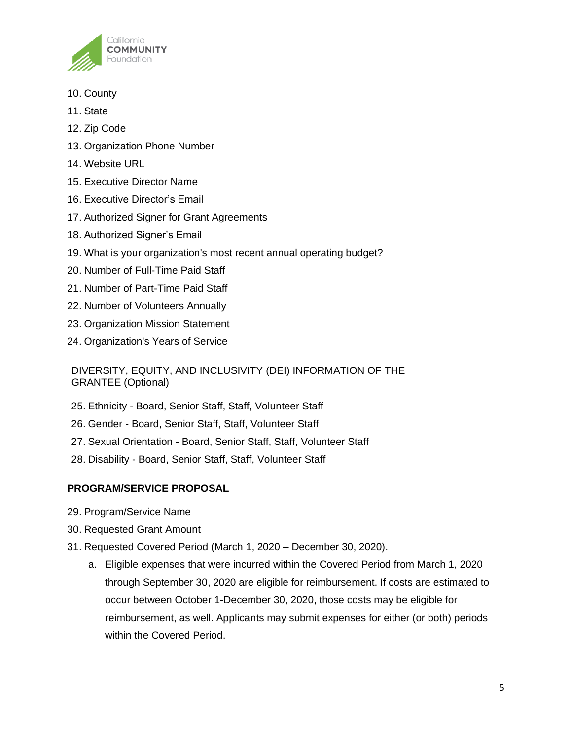10. County
11. State
12. Zip Code
13. Organization Phone Number
14. Website URL
15. Executive Director Name
16. Executive Director's Email
17. Authorized Signer for Grant Agreements
18. Authorized Signer's Email
19. What is your organization's most recent annual operating budget?
20. Number of Full-Time Paid Staff
21. Number of Part-Time Paid Staff
22. Number of Volunteers Annually
23. Organization Mission Statement
24. Organization's Years of Service

DIVERSITY, EQUITY, AND INCLUSIVITY (DEI) INFORMATION OF THE GRANTEE (Optional)

25. Ethnicity - Board, Senior Staff, Staff, Volunteer Staff
26. Gender - Board, Senior Staff, Staff, Volunteer Staff
27. Sexual Orientation - Board, Senior Staff, Staff, Volunteer Staff
28. Disability - Board, Senior Staff, Staff, Volunteer Staff

**PROGRAM/SERVICE PROPOSAL**

29. Program/Service Name
30. Requested Grant Amount
31. Requested Covered Period (March 1, 2020 – December 30, 2020).
    a. Eligible expenses that were incurred within the Covered Period from March 1, 2020 through September 30, 2020 are eligible for reimbursement. If costs are estimated to occur between October 1-December 30, 2020, those costs may be eligible for reimbursement, as well. Applicants may submit expenses for either (or both) periods within the Covered Period.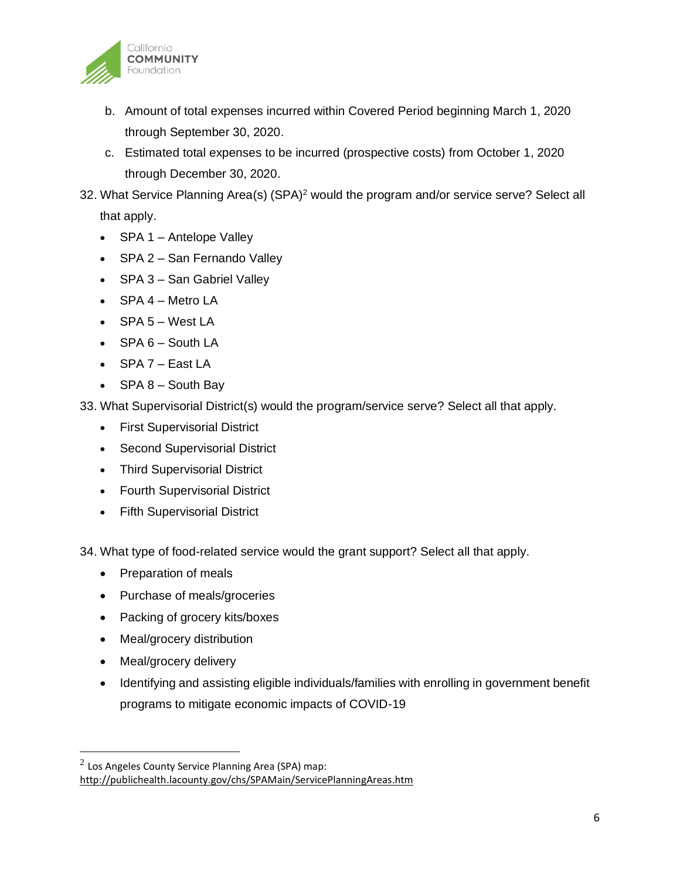b. Amount of total expenses incurred within Covered Period beginning March 1, 2020 through September 30, 2020.

c. Estimated total expenses to be incurred (prospective costs) from October 1, 2020 through December 30, 2020.

32. What Service Planning Area(s) (SPA)[2] would the program and/or service serve? Select all that apply.
    - SPA 1 – Antelope Valley
    - SPA 2 – San Fernando Valley
    - SPA 3 – San Gabriel Valley
    - SPA 4 – Metro LA
    - SPA 5 – West LA
    - SPA 6 – South LA
    - SPA 7 – East LA
    - SPA 8 – South Bay

33. What Supervisorial District(s) would the program/service serve? Select all that apply.
    - First Supervisorial District
    - Second Supervisorial District
    - Third Supervisorial District
    - Fourth Supervisorial District
    - Fifth Supervisorial District

34. What type of food-related service would the grant support? Select all that apply.
    - Preparation of meals
    - Purchase of meals/groceries
    - Packing of grocery kits/boxes
    - Meal/grocery distribution
    - Meal/grocery delivery
    - Identifying and assisting eligible individuals/families with enrolling in government benefit programs to mitigate economic impacts of COVID-19

---

[2] Los Angeles County Service Planning Area (SPA) map: http://publichealth.lacounty.gov/chs/SPAMain/ServicePlanningAreas.htm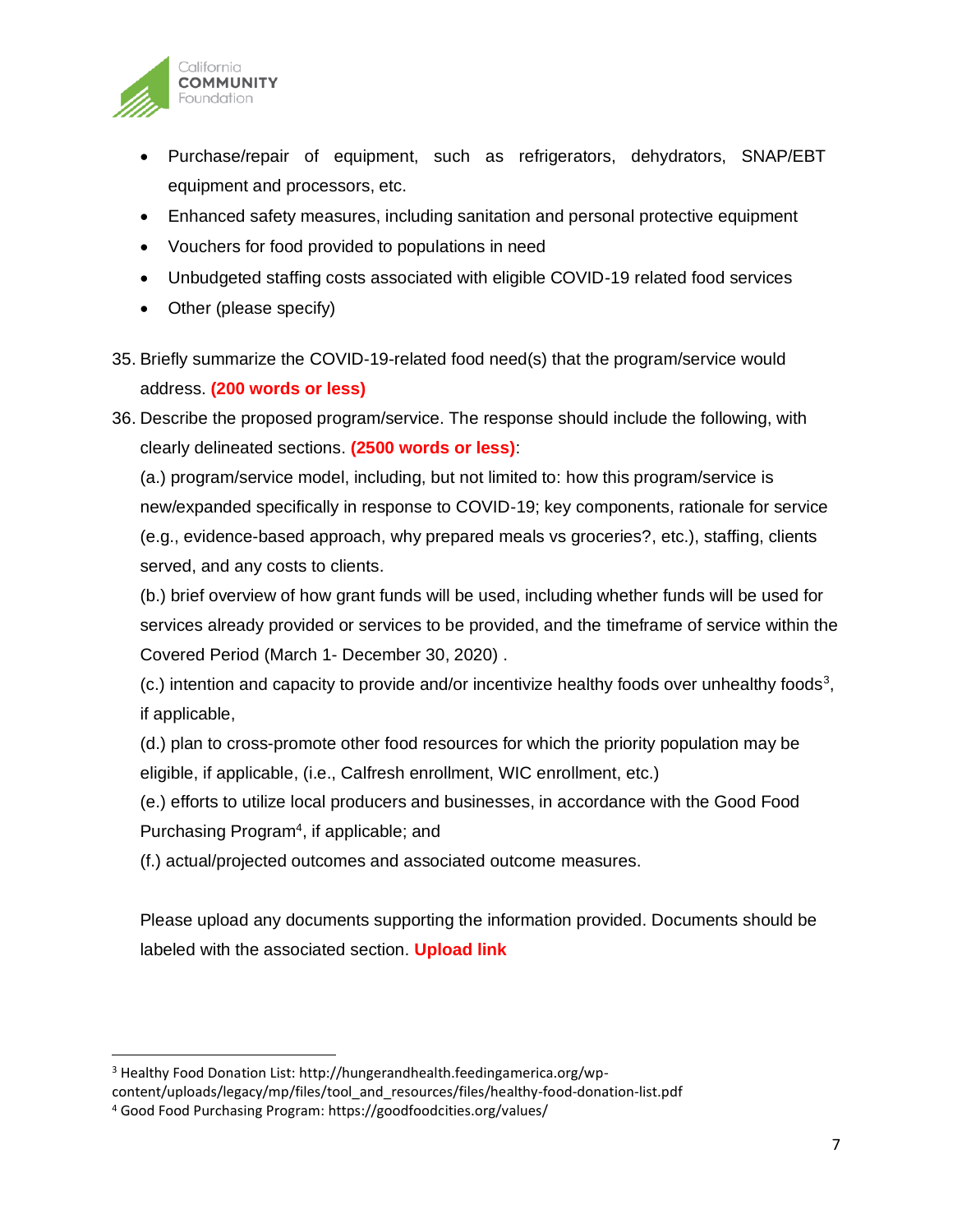- Purchase/repair of equipment, such as refrigerators, dehydrators, SNAP/EBT equipment and processors, etc.
- Enhanced safety measures, including sanitation and personal protective equipment
- Vouchers for food provided to populations in need
- Unbudgeted staffing costs associated with eligible COVID-19 related food services
- Other (please specify)

35. Briefly summarize the COVID-19-related food need(s) that the program/service would address. **(200 words or less)**

36. Describe the proposed program/service. The response should include the following, with clearly delineated sections. **(2500 words or less)**:

    (a.) program/service model, including, but not limited to: how this program/service is new/expanded specifically in response to COVID-19; key components, rationale for service (e.g., evidence-based approach, why prepared meals vs groceries?, etc.), staffing, clients served, and any costs to clients.

    (b.) brief overview of how grant funds will be used, including whether funds will be used for services already provided or services to be provided, and the timeframe of service within the Covered Period (March 1- December 30, 2020) .

    (c.) intention and capacity to provide and/or incentivize healthy foods over unhealthy foods[3], if applicable,

    (d.) plan to cross-promote other food resources for which the priority population may be eligible, if applicable, (i.e., Calfresh enrollment, WIC enrollment, etc.)

    (e.) efforts to utilize local producers and businesses, in accordance with the Good Food Purchasing Program[4], if applicable; and

    (f.) actual/projected outcomes and associated outcome measures.

    Please upload any documents supporting the information provided. Documents should be labeled with the associated section. **Upload link**

---

[3] Healthy Food Donation List: http://hungerandhealth.feedingamerica.org/wp-content/uploads/legacy/mp/files/tool_and_resources/files/healthy-food-donation-list.pdf

[4] Good Food Purchasing Program: https://goodfoodcities.org/values/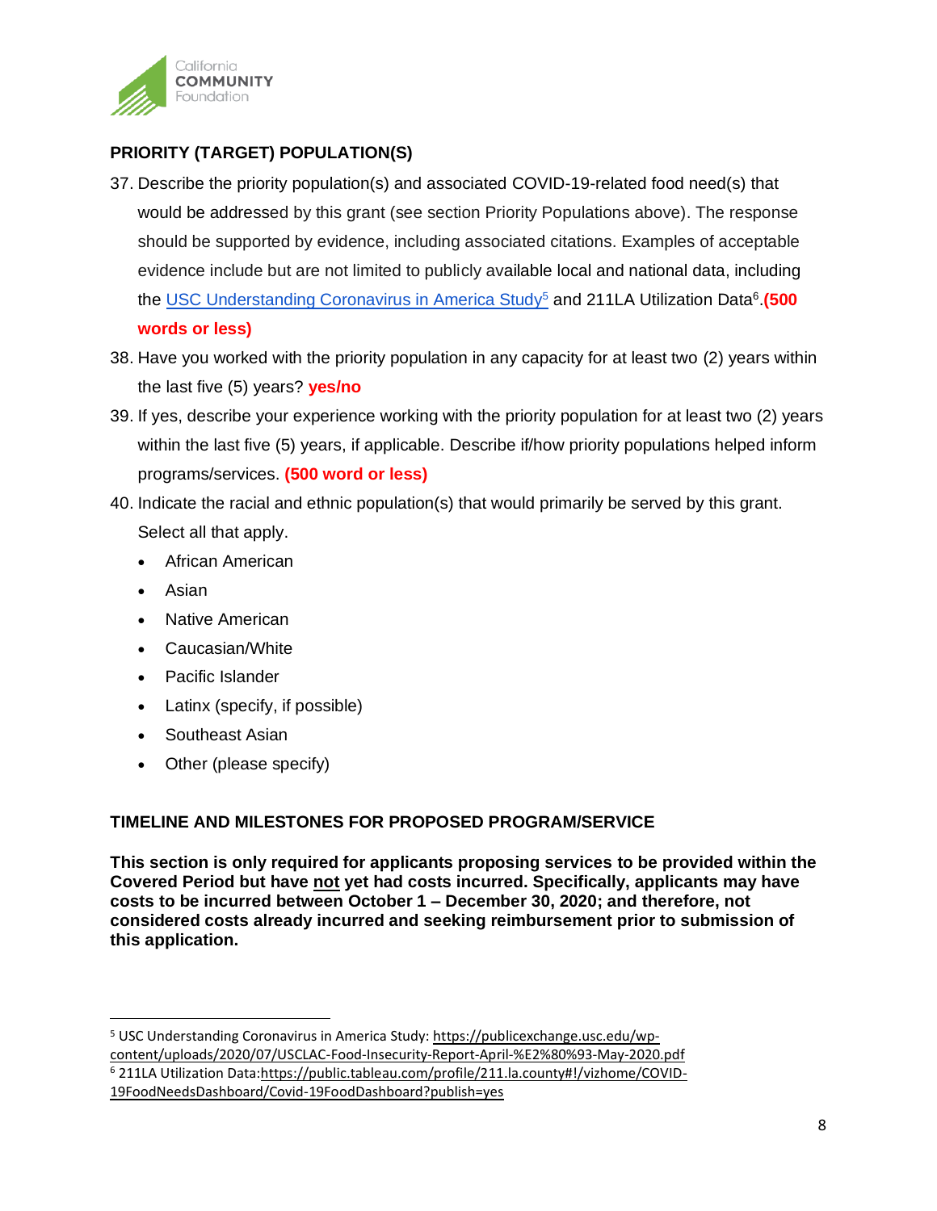## PRIORITY (TARGET) POPULATION(S)

37. Describe the priority population(s) and associated COVID-19-related food need(s) that would be addressed by this grant (see section Priority Populations above). The response should be supported by evidence, including associated citations. Examples of acceptable evidence include but are not limited to publicly available local and national data, including the [USC Understanding Coronavirus in America Study](https://publicexchange.usc.edu/wp-content/uploads/2020/07/USCLAC-Food-Insecurity-Report-April-%E2%80%93-May-2020.pdf)[5] and 211LA Utilization Data[6]. **(500 words or less)**
38. Have you worked with the priority population in any capacity for at least two (2) years within the last five (5) years? **yes/no**
39. If yes, describe your experience working with the priority population for at least two (2) years within the last five (5) years, if applicable. Describe if/how priority populations helped inform programs/services. **(500 word or less)**
40. Indicate the racial and ethnic population(s) that would primarily be served by this grant. Select all that apply.
    - African American
    - Asian
    - Native American
    - Caucasian/White
    - Pacific Islander
    - Latinx (specify, if possible)
    - Southeast Asian
    - Other (please specify)

## TIMELINE AND MILESTONES FOR PROPOSED PROGRAM/SERVICE

**This section is only required for applicants proposing services to be provided within the Covered Period but have not yet had costs incurred. Specifically, applicants may have costs to be incurred between October 1 – December 30, 2020; and therefore, not considered costs already incurred and seeking reimbursement prior to submission of this application.**

---

[5] USC Understanding Coronavirus in America Study: https://publicexchange.usc.edu/wp-content/uploads/2020/07/USCLAC-Food-Insecurity-Report-April-%E2%80%93-May-2020.pdf

[6] 211LA Utilization Data: https://public.tableau.com/profile/211.la.county#!/vizhome/COVID-19FoodNeedsDashboard/Covid-19FoodDashboard?publish=yes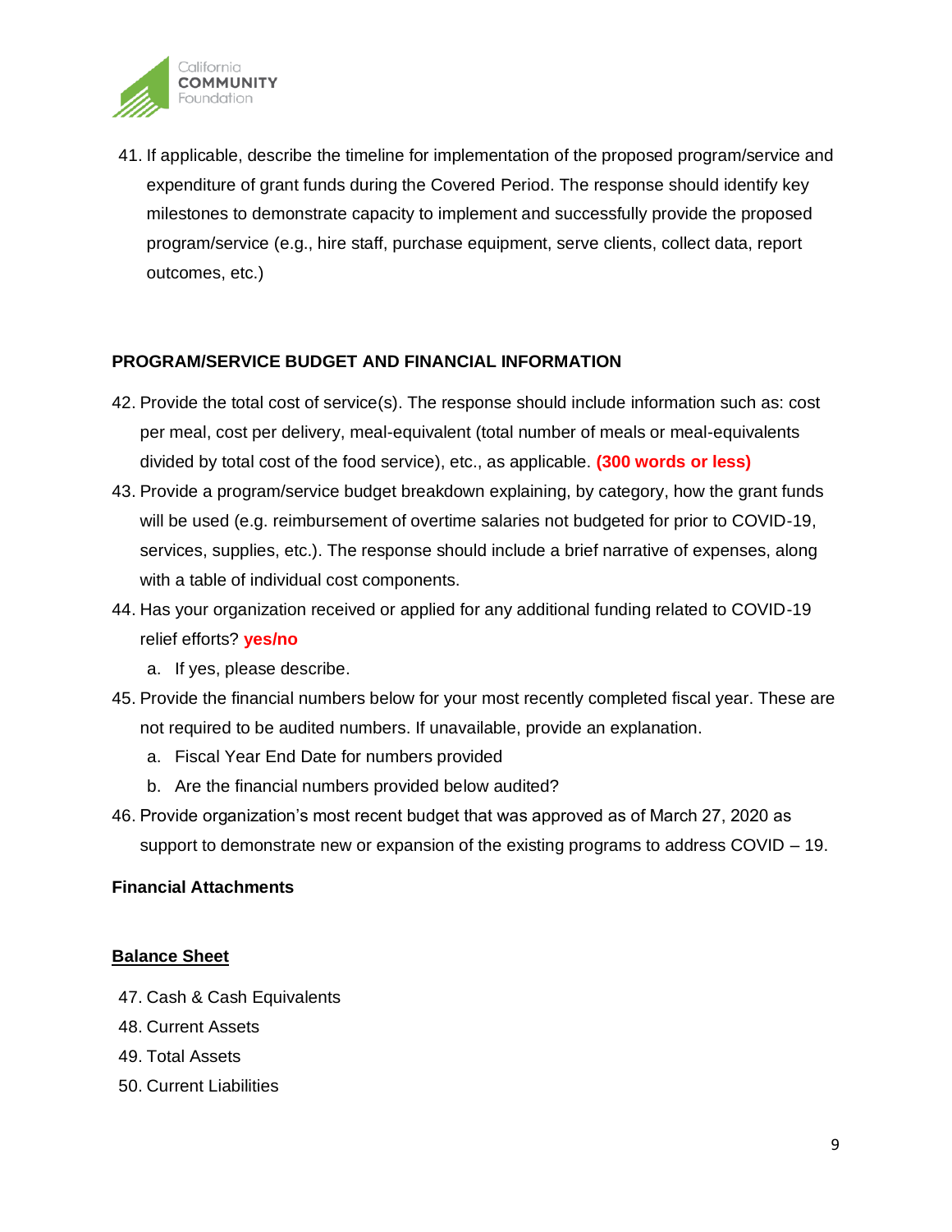41. If applicable, describe the timeline for implementation of the proposed program/service and expenditure of grant funds during the Covered Period. The response should identify key milestones to demonstrate capacity to implement and successfully provide the proposed program/service (e.g., hire staff, purchase equipment, serve clients, collect data, report outcomes, etc.)

**PROGRAM/SERVICE BUDGET AND FINANCIAL INFORMATION**

42. Provide the total cost of service(s). The response should include information such as: cost per meal, cost per delivery, meal-equivalent (total number of meals or meal-equivalents divided by total cost of the food service), etc., as applicable. **(300 words or less)**
43. Provide a program/service budget breakdown explaining, by category, how the grant funds will be used (e.g. reimbursement of overtime salaries not budgeted for prior to COVID-19, services, supplies, etc.). The response should include a brief narrative of expenses, along with a table of individual cost components.
44. Has your organization received or applied for any additional funding related to COVID-19 relief efforts? **yes/no**
    a. If yes, please describe.
45. Provide the financial numbers below for your most recently completed fiscal year. These are not required to be audited numbers. If unavailable, provide an explanation.
    a. Fiscal Year End Date for numbers provided
    b. Are the financial numbers provided below audited?
46. Provide organization's most recent budget that was approved as of March 27, 2020 as support to demonstrate new or expansion of the existing programs to address COVID – 19.

**Financial Attachments**

**Balance Sheet**

47. Cash & Cash Equivalents
48. Current Assets
49. Total Assets
50. Current Liabilities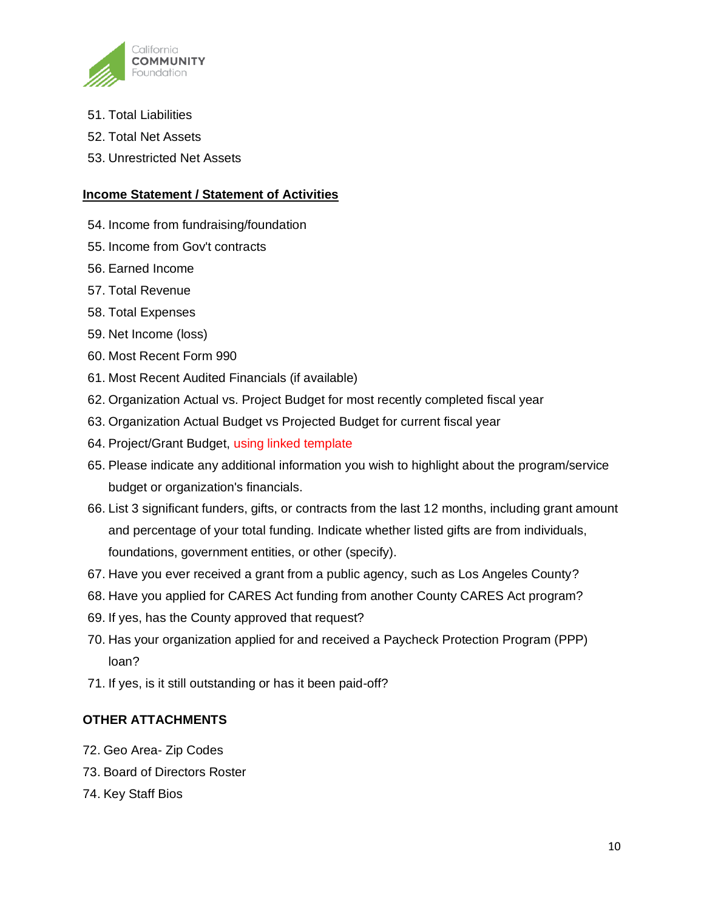51. Total Liabilities
52. Total Net Assets
53. Unrestricted Net Assets

**<u>Income Statement / Statement of Activities</u>**

54. Income from fundraising/foundation
55. Income from Gov't contracts
56. Earned Income
57. Total Revenue
58. Total Expenses
59. Net Income (loss)
60. Most Recent Form 990
61. Most Recent Audited Financials (if available)
62. Organization Actual vs. Project Budget for most recently completed fiscal year
63. Organization Actual Budget vs Projected Budget for current fiscal year
64. Project/Grant Budget, using linked template
65. Please indicate any additional information you wish to highlight about the program/service budget or organization's financials.
66. List 3 significant funders, gifts, or contracts from the last 12 months, including grant amount and percentage of your total funding. Indicate whether listed gifts are from individuals, foundations, government entities, or other (specify).
67. Have you ever received a grant from a public agency, such as Los Angeles County?
68. Have you applied for CARES Act funding from another County CARES Act program?
69. If yes, has the County approved that request?
70. Has your organization applied for and received a Paycheck Protection Program (PPP) loan?
71. If yes, is it still outstanding or has it been paid-off?

**OTHER ATTACHMENTS**

72. Geo Area- Zip Codes
73. Board of Directors Roster
74. Key Staff Bios